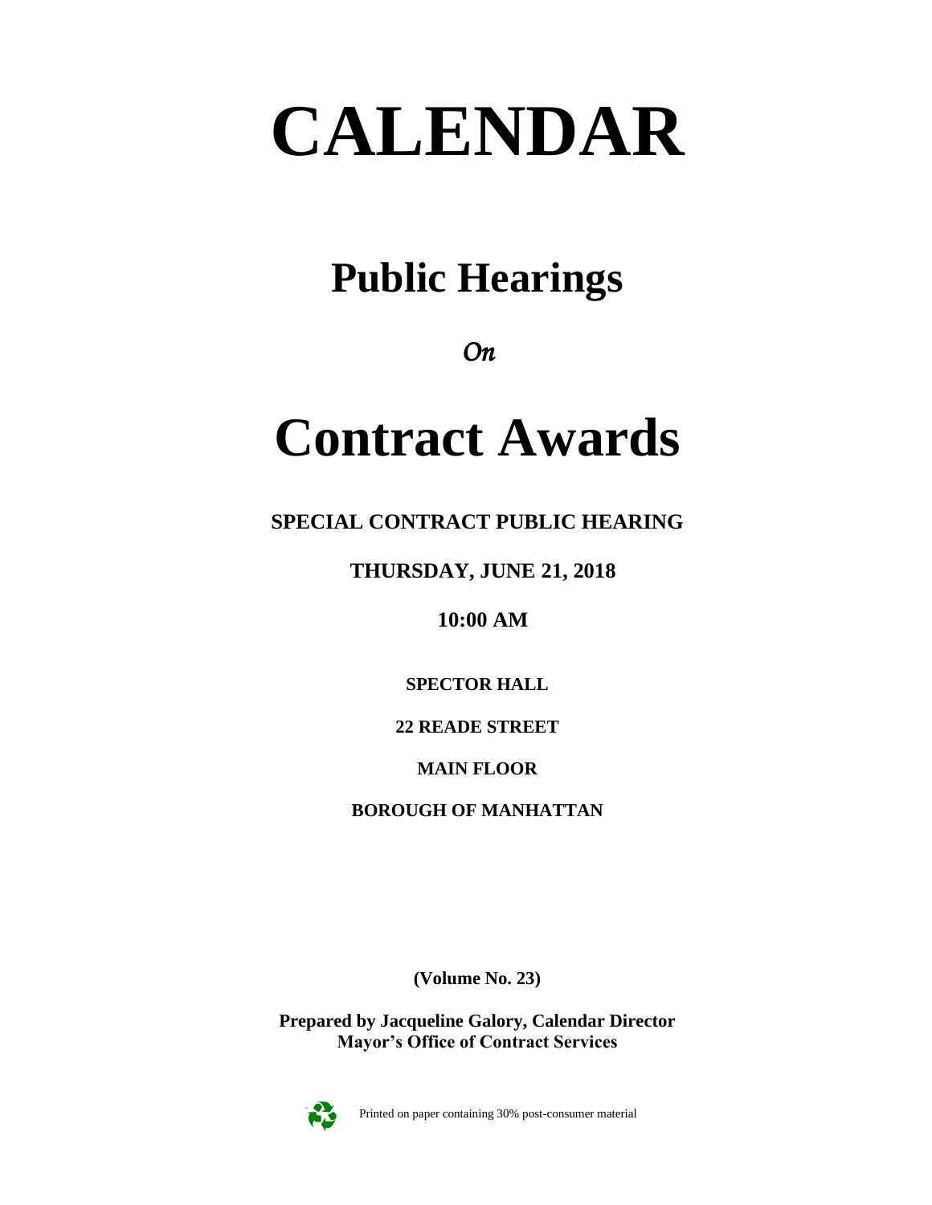# CALENDAR

## Public Hearings

*On*

# Contract Awards

**SPECIAL CONTRACT PUBLIC HEARING**

**THURSDAY, JUNE 21, 2018**

**10:00 AM**

**SPECTOR HALL**

**22 READE STREET**

**MAIN FLOOR**

**BOROUGH OF MANHATTAN**

**(Volume No. 23)**

**Prepared by Jacqueline Galory, Calendar Director**
**Mayor's Office of Contract Services**

Printed on paper containing 30% post-consumer material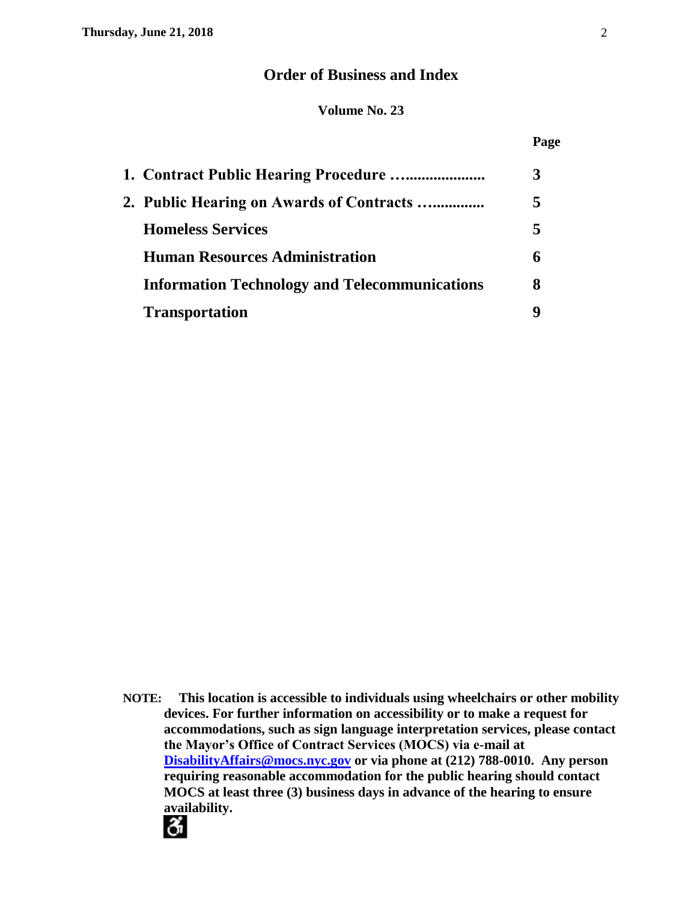## Order of Business and Index

**Volume No. 23**

| | Page |
|---|---|
| **1. Contract Public Hearing Procedure ….................** | **3** |
| **2. Public Hearing on Awards of Contracts …............** | **5** |
| **Homeless Services** | **5** |
| **Human Resources Administration** | **6** |
| **Information Technology and Telecommunications** | **8** |
| **Transportation** | **9** |

**NOTE: This location is accessible to individuals using wheelchairs or other mobility devices. For further information on accessibility or to make a request for accommodations, such as sign language interpretation services, please contact the Mayor's Office of Contract Services (MOCS) via e-mail at DisabilityAffairs@mocs.nyc.gov or via phone at (212) 788-0010. Any person requiring reasonable accommodation for the public hearing should contact MOCS at least three (3) business days in advance of the hearing to ensure availability.**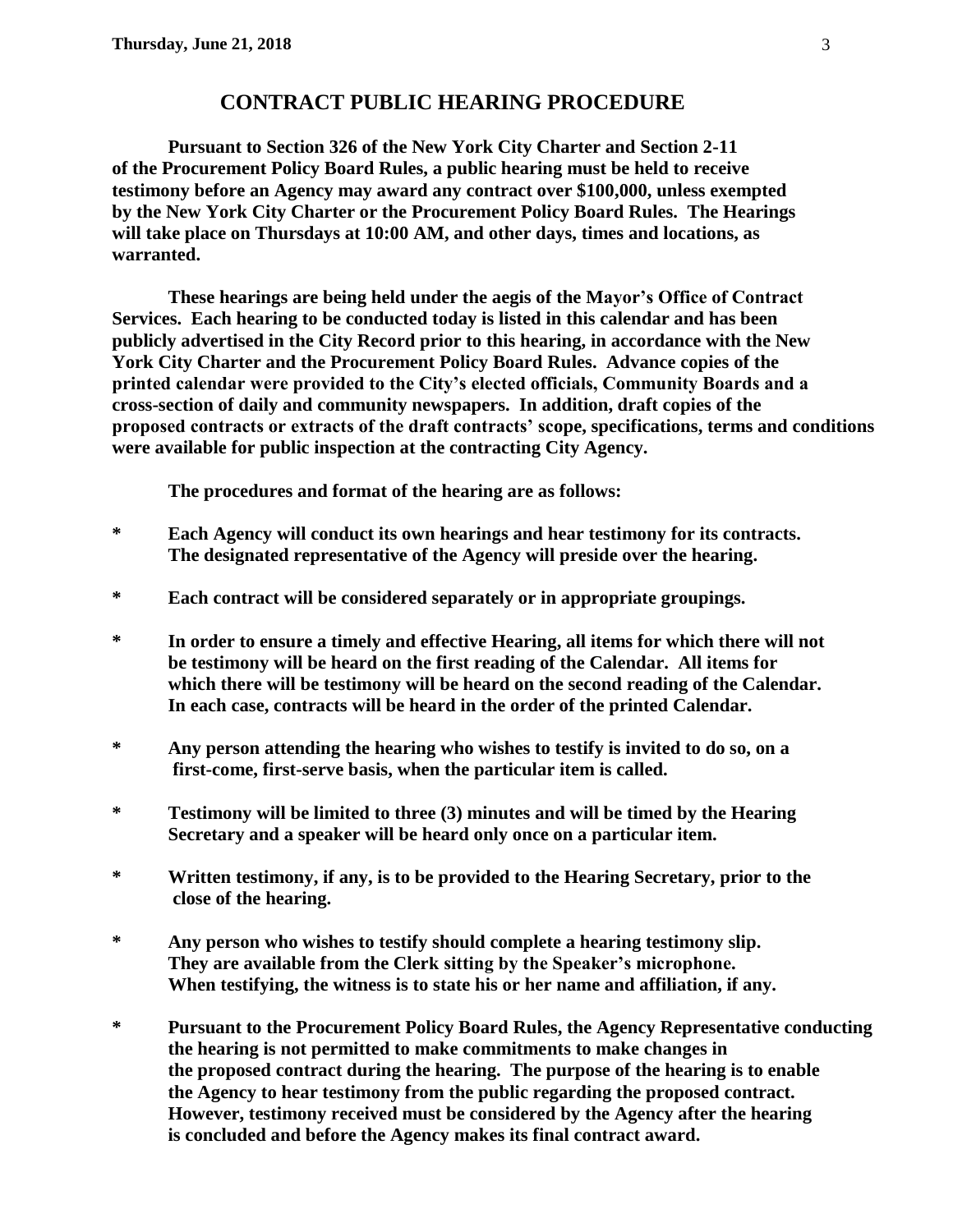## CONTRACT PUBLIC HEARING PROCEDURE

**Pursuant to Section 326 of the New York City Charter and Section 2-11 of the Procurement Policy Board Rules, a public hearing must be held to receive testimony before an Agency may award any contract over $100,000, unless exempted by the New York City Charter or the Procurement Policy Board Rules. The Hearings will take place on Thursdays at 10:00 AM, and other days, times and locations, as warranted.**

**These hearings are being held under the aegis of the Mayor's Office of Contract Services. Each hearing to be conducted today is listed in this calendar and has been publicly advertised in the City Record prior to this hearing, in accordance with the New York City Charter and the Procurement Policy Board Rules. Advance copies of the printed calendar were provided to the City's elected officials, Community Boards and a cross-section of daily and community newspapers. In addition, draft copies of the proposed contracts or extracts of the draft contracts' scope, specifications, terms and conditions were available for public inspection at the contracting City Agency.**

**The procedures and format of the hearing are as follows:**

- **Each Agency will conduct its own hearings and hear testimony for its contracts. The designated representative of the Agency will preside over the hearing.**
- **Each contract will be considered separately or in appropriate groupings.**
- **In order to ensure a timely and effective Hearing, all items for which there will not be testimony will be heard on the first reading of the Calendar. All items for which there will be testimony will be heard on the second reading of the Calendar. In each case, contracts will be heard in the order of the printed Calendar.**
- **Any person attending the hearing who wishes to testify is invited to do so, on a first-come, first-serve basis, when the particular item is called.**
- **Testimony will be limited to three (3) minutes and will be timed by the Hearing Secretary and a speaker will be heard only once on a particular item.**
- **Written testimony, if any, is to be provided to the Hearing Secretary, prior to the close of the hearing.**
- **Any person who wishes to testify should complete a hearing testimony slip. They are available from the Clerk sitting by the Speaker's microphone. When testifying, the witness is to state his or her name and affiliation, if any.**
- **Pursuant to the Procurement Policy Board Rules, the Agency Representative conducting the hearing is not permitted to make commitments to make changes in the proposed contract during the hearing. The purpose of the hearing is to enable the Agency to hear testimony from the public regarding the proposed contract. However, testimony received must be considered by the Agency after the hearing is concluded and before the Agency makes its final contract award.**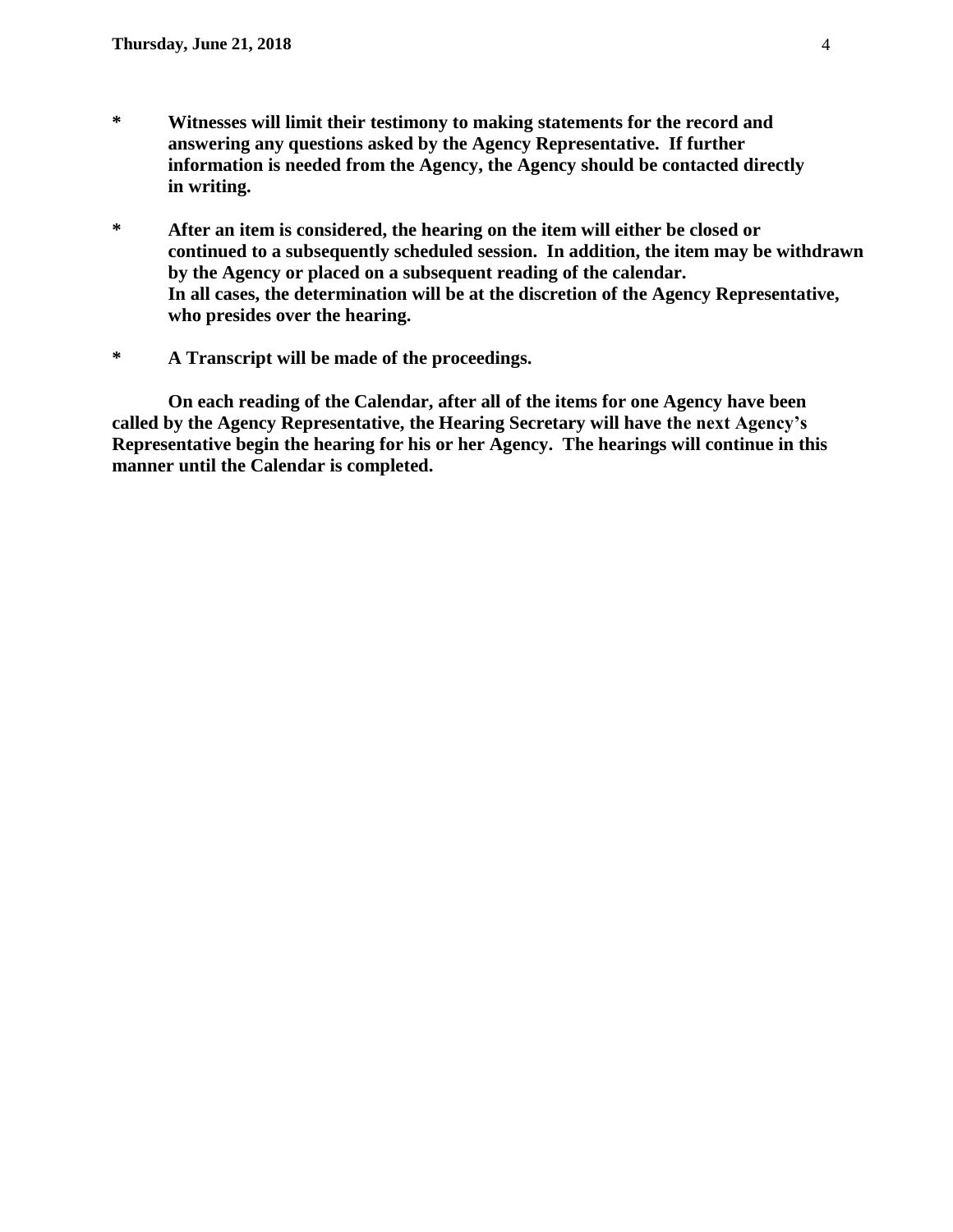* **Witnesses will limit their testimony to making statements for the record and answering any questions asked by the Agency Representative. If further information is needed from the Agency, the Agency should be contacted directly in writing.**

* **After an item is considered, the hearing on the item will either be closed or continued to a subsequently scheduled session. In addition, the item may be withdrawn by the Agency or placed on a subsequent reading of the calendar. In all cases, the determination will be at the discretion of the Agency Representative, who presides over the hearing.**

* **A Transcript will be made of the proceedings.**

**On each reading of the Calendar, after all of the items for one Agency have been called by the Agency Representative, the Hearing Secretary will have the next Agency's Representative begin the hearing for his or her Agency. The hearings will continue in this manner until the Calendar is completed.**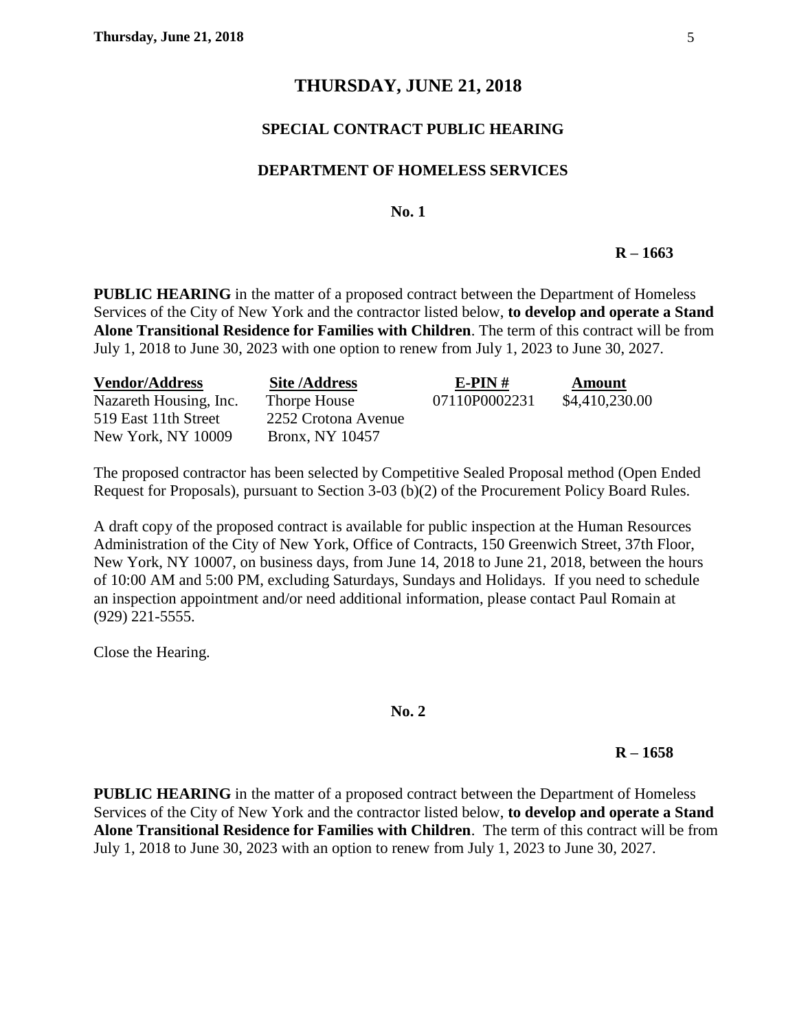# THURSDAY, JUNE 21, 2018

## SPECIAL CONTRACT PUBLIC HEARING

## DEPARTMENT OF HOMELESS SERVICES

**No. 1**

**R – 1663**

**PUBLIC HEARING** in the matter of a proposed contract between the Department of Homeless Services of the City of New York and the contractor listed below, **to develop and operate a Stand Alone Transitional Residence for Families with Children**. The term of this contract will be from July 1, 2018 to June 30, 2023 with one option to renew from July 1, 2023 to June 30, 2027.

| Vendor/Address | Site /Address | E-PIN # | Amount |
|---|---|---|---|
| Nazareth Housing, Inc.<br>519 East 11th Street<br>New York, NY 10009 | Thorpe House<br>2252 Crotona Avenue<br>Bronx, NY 10457 | 07110P0002231 | $4,410,230.00 |

The proposed contractor has been selected by Competitive Sealed Proposal method (Open Ended Request for Proposals), pursuant to Section 3-03 (b)(2) of the Procurement Policy Board Rules.

A draft copy of the proposed contract is available for public inspection at the Human Resources Administration of the City of New York, Office of Contracts, 150 Greenwich Street, 37th Floor, New York, NY 10007, on business days, from June 14, 2018 to June 21, 2018, between the hours of 10:00 AM and 5:00 PM, excluding Saturdays, Sundays and Holidays. If you need to schedule an inspection appointment and/or need additional information, please contact Paul Romain at (929) 221-5555.

Close the Hearing.

**No. 2**

**R – 1658**

**PUBLIC HEARING** in the matter of a proposed contract between the Department of Homeless Services of the City of New York and the contractor listed below, **to develop and operate a Stand Alone Transitional Residence for Families with Children**. The term of this contract will be from July 1, 2018 to June 30, 2023 with an option to renew from July 1, 2023 to June 30, 2027.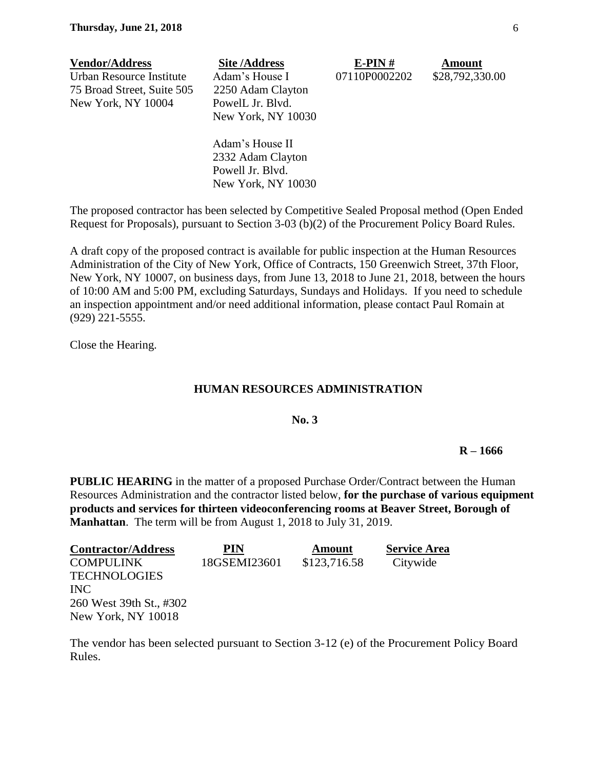| Vendor/Address | Site /Address | E-PIN # | Amount |
|---|---|---|---|
| Urban Resource Institute<br>75 Broad Street, Suite 505<br>New York, NY 10004 | Adam's House I<br>2250 Adam Clayton<br>PowelL Jr. Blvd.<br>New York, NY 10030<br><br>Adam's House II<br>2332 Adam Clayton<br>Powell Jr. Blvd.<br>New York, NY 10030 | 07110P0002202 | $28,792,330.00 |

The proposed contractor has been selected by Competitive Sealed Proposal method (Open Ended Request for Proposals), pursuant to Section 3-03 (b)(2) of the Procurement Policy Board Rules.

A draft copy of the proposed contract is available for public inspection at the Human Resources Administration of the City of New York, Office of Contracts, 150 Greenwich Street, 37th Floor, New York, NY 10007, on business days, from June 13, 2018 to June 21, 2018, between the hours of 10:00 AM and 5:00 PM, excluding Saturdays, Sundays and Holidays. If you need to schedule an inspection appointment and/or need additional information, please contact Paul Romain at (929) 221-5555.

Close the Hearing.

## HUMAN RESOURCES ADMINISTRATION

**No. 3**

**R – 1666**

**PUBLIC HEARING** in the matter of a proposed Purchase Order/Contract between the Human Resources Administration and the contractor listed below, **for the purchase of various equipment products and services for thirteen videoconferencing rooms at Beaver Street, Borough of Manhattan**. The term will be from August 1, 2018 to July 31, 2019.

| Contractor/Address | PIN | Amount | Service Area |
|---|---|---|---|
| COMPULINK TECHNOLOGIES INC<br>260 West 39th St., #302<br>New York, NY 10018 | 18GSEMI23601 | $123,716.58 | Citywide |

The vendor has been selected pursuant to Section 3-12 (e) of the Procurement Policy Board Rules.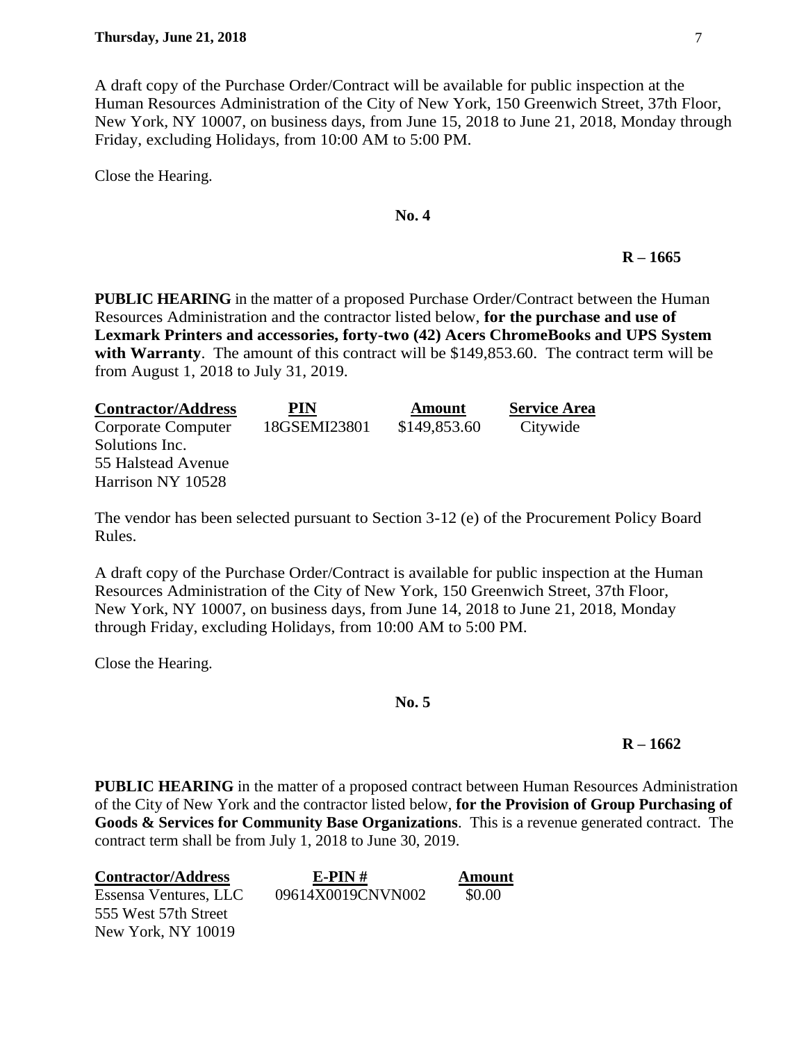A draft copy of the Purchase Order/Contract will be available for public inspection at the Human Resources Administration of the City of New York, 150 Greenwich Street, 37th Floor, New York, NY 10007, on business days, from June 15, 2018 to June 21, 2018, Monday through Friday, excluding Holidays, from 10:00 AM to 5:00 PM.

Close the Hearing.

**No. 4**

**R – 1665**

**PUBLIC HEARING** in the matter of a proposed Purchase Order/Contract between the Human Resources Administration and the contractor listed below, **for the purchase and use of Lexmark Printers and accessories, forty-two (42) Acers ChromeBooks and UPS System with Warranty**. The amount of this contract will be $149,853.60. The contract term will be from August 1, 2018 to July 31, 2019.

| Contractor/Address | PIN | Amount | Service Area |
|---|---|---|---|
| Corporate Computer Solutions Inc. 55 Halstead Avenue Harrison NY 10528 | 18GSEMI23801 | $149,853.60 | Citywide |

The vendor has been selected pursuant to Section 3-12 (e) of the Procurement Policy Board Rules.

A draft copy of the Purchase Order/Contract is available for public inspection at the Human Resources Administration of the City of New York, 150 Greenwich Street, 37th Floor, New York, NY 10007, on business days, from June 14, 2018 to June 21, 2018, Monday through Friday, excluding Holidays, from 10:00 AM to 5:00 PM.

Close the Hearing.

**No. 5**

**R – 1662**

**PUBLIC HEARING** in the matter of a proposed contract between Human Resources Administration of the City of New York and the contractor listed below, **for the Provision of Group Purchasing of Goods & Services for Community Base Organizations**. This is a revenue generated contract. The contract term shall be from July 1, 2018 to June 30, 2019.

| Contractor/Address | E-PIN # | Amount |
|---|---|---|
| Essensa Ventures, LLC 555 West 57th Street New York, NY 10019 | 09614X0019CNVN002 | $0.00 |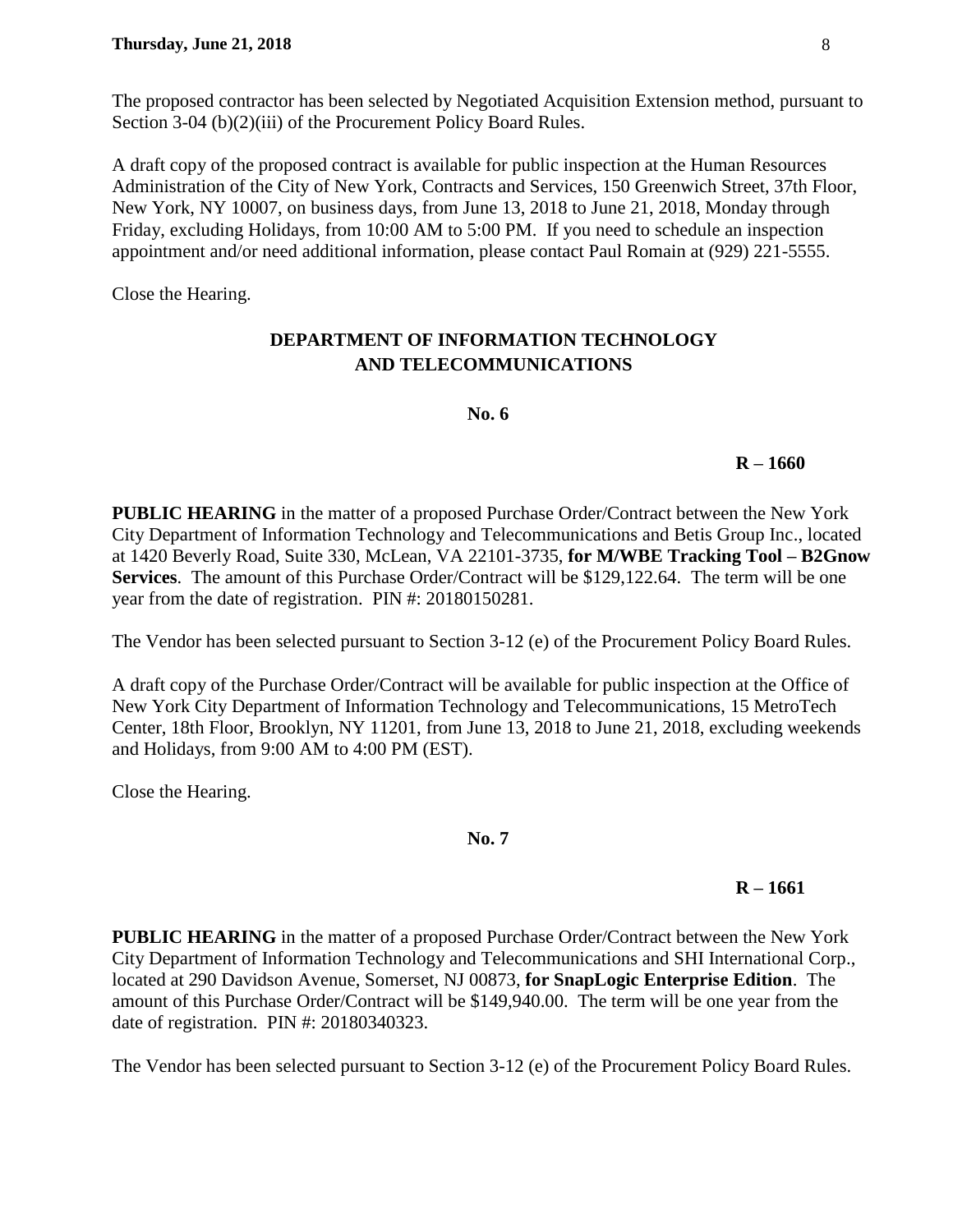The proposed contractor has been selected by Negotiated Acquisition Extension method, pursuant to Section 3-04 (b)(2)(iii) of the Procurement Policy Board Rules.

A draft copy of the proposed contract is available for public inspection at the Human Resources Administration of the City of New York, Contracts and Services, 150 Greenwich Street, 37th Floor, New York, NY 10007, on business days, from June 13, 2018 to June 21, 2018, Monday through Friday, excluding Holidays, from 10:00 AM to 5:00 PM. If you need to schedule an inspection appointment and/or need additional information, please contact Paul Romain at (929) 221-5555.

Close the Hearing.

## DEPARTMENT OF INFORMATION TECHNOLOGY AND TELECOMMUNICATIONS

**No. 6**

**R – 1660**

**PUBLIC HEARING** in the matter of a proposed Purchase Order/Contract between the New York City Department of Information Technology and Telecommunications and Betis Group Inc., located at 1420 Beverly Road, Suite 330, McLean, VA 22101-3735, **for M/WBE Tracking Tool – B2Gnow Services**. The amount of this Purchase Order/Contract will be $129,122.64. The term will be one year from the date of registration. PIN #: 20180150281.

The Vendor has been selected pursuant to Section 3-12 (e) of the Procurement Policy Board Rules.

A draft copy of the Purchase Order/Contract will be available for public inspection at the Office of New York City Department of Information Technology and Telecommunications, 15 MetroTech Center, 18th Floor, Brooklyn, NY 11201, from June 13, 2018 to June 21, 2018, excluding weekends and Holidays, from 9:00 AM to 4:00 PM (EST).

Close the Hearing.

**No. 7**

**R – 1661**

**PUBLIC HEARING** in the matter of a proposed Purchase Order/Contract between the New York City Department of Information Technology and Telecommunications and SHI International Corp., located at 290 Davidson Avenue, Somerset, NJ 00873, **for SnapLogic Enterprise Edition**. The amount of this Purchase Order/Contract will be $149,940.00. The term will be one year from the date of registration. PIN #: 20180340323.

The Vendor has been selected pursuant to Section 3-12 (e) of the Procurement Policy Board Rules.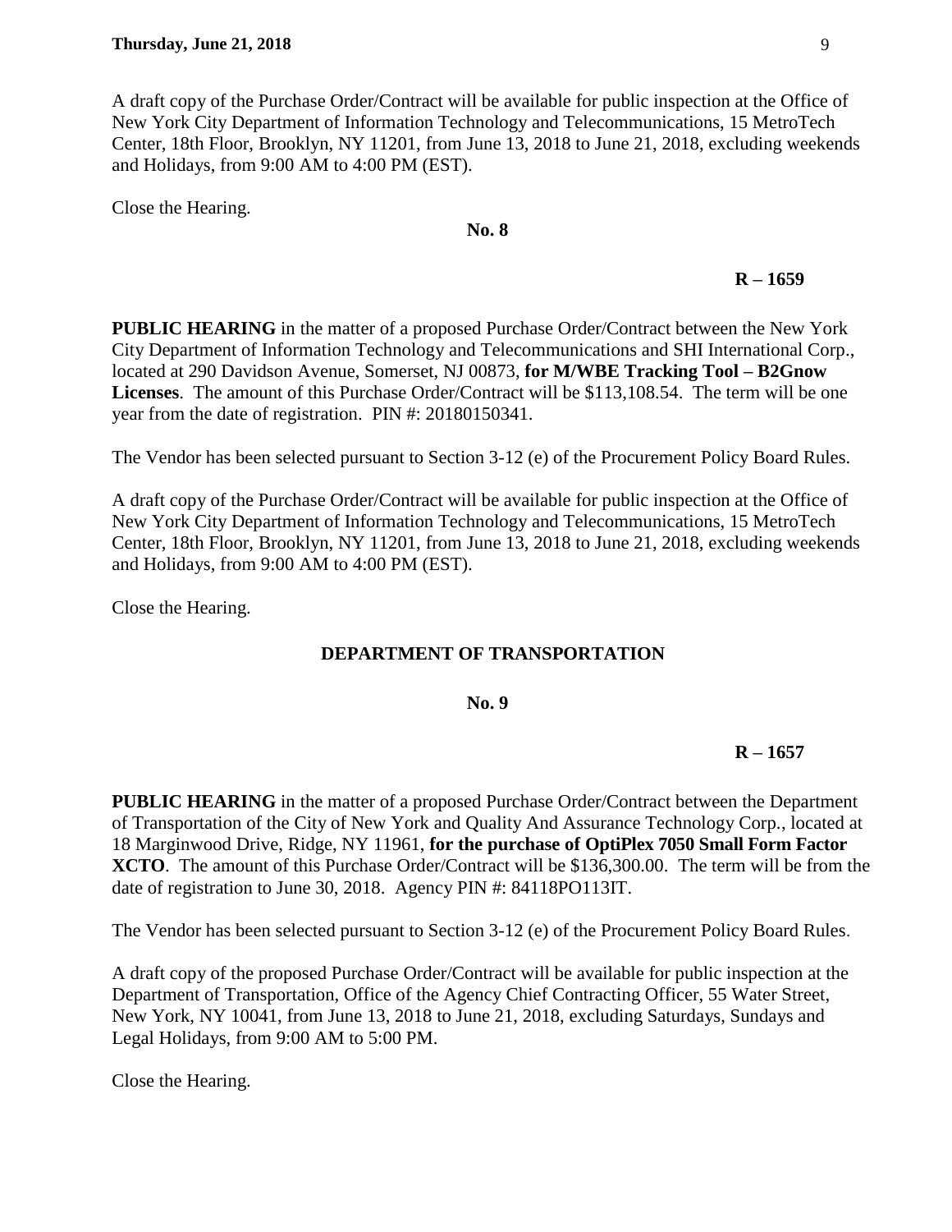A draft copy of the Purchase Order/Contract will be available for public inspection at the Office of New York City Department of Information Technology and Telecommunications, 15 MetroTech Center, 18th Floor, Brooklyn, NY 11201, from June 13, 2018 to June 21, 2018, excluding weekends and Holidays, from 9:00 AM to 4:00 PM (EST).

Close the Hearing.

**No. 8**

**R – 1659**

**PUBLIC HEARING** in the matter of a proposed Purchase Order/Contract between the New York City Department of Information Technology and Telecommunications and SHI International Corp., located at 290 Davidson Avenue, Somerset, NJ 00873, **for M/WBE Tracking Tool – B2Gnow Licenses**. The amount of this Purchase Order/Contract will be $113,108.54. The term will be one year from the date of registration. PIN #: 20180150341.

The Vendor has been selected pursuant to Section 3-12 (e) of the Procurement Policy Board Rules.

A draft copy of the Purchase Order/Contract will be available for public inspection at the Office of New York City Department of Information Technology and Telecommunications, 15 MetroTech Center, 18th Floor, Brooklyn, NY 11201, from June 13, 2018 to June 21, 2018, excluding weekends and Holidays, from 9:00 AM to 4:00 PM (EST).

Close the Hearing.

## DEPARTMENT OF TRANSPORTATION

**No. 9**

**R – 1657**

**PUBLIC HEARING** in the matter of a proposed Purchase Order/Contract between the Department of Transportation of the City of New York and Quality And Assurance Technology Corp., located at 18 Marginwood Drive, Ridge, NY 11961, **for the purchase of OptiPlex 7050 Small Form Factor XCTO**. The amount of this Purchase Order/Contract will be $136,300.00. The term will be from the date of registration to June 30, 2018. Agency PIN #: 84118PO113IT.

The Vendor has been selected pursuant to Section 3-12 (e) of the Procurement Policy Board Rules.

A draft copy of the proposed Purchase Order/Contract will be available for public inspection at the Department of Transportation, Office of the Agency Chief Contracting Officer, 55 Water Street, New York, NY 10041, from June 13, 2018 to June 21, 2018, excluding Saturdays, Sundays and Legal Holidays, from 9:00 AM to 5:00 PM.

Close the Hearing.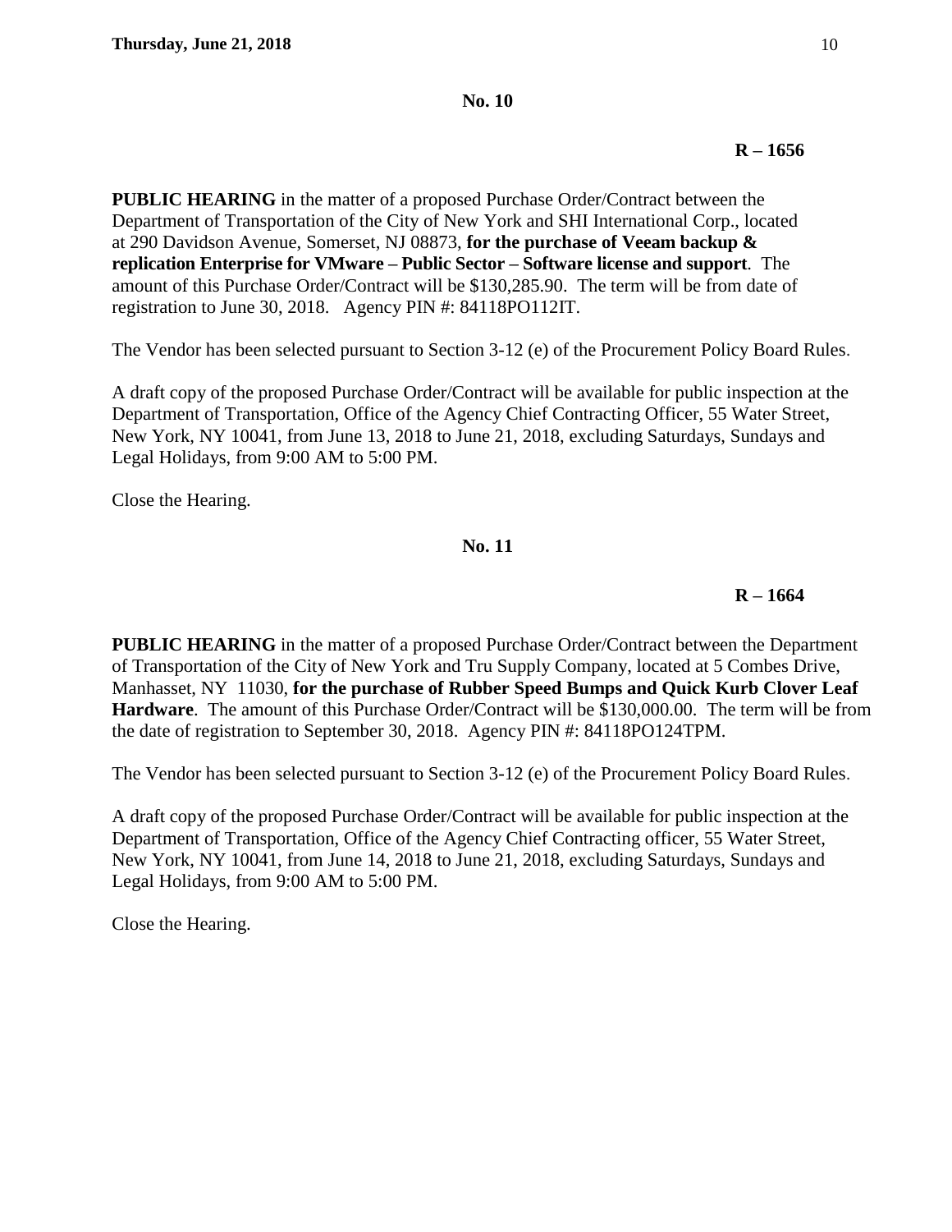**No. 10**

**R – 1656**

**PUBLIC HEARING** in the matter of a proposed Purchase Order/Contract between the Department of Transportation of the City of New York and SHI International Corp., located at 290 Davidson Avenue, Somerset, NJ 08873, **for the purchase of Veeam backup & replication Enterprise for VMware – Public Sector – Software license and support**. The amount of this Purchase Order/Contract will be $130,285.90. The term will be from date of registration to June 30, 2018. Agency PIN #: 84118PO112IT.

The Vendor has been selected pursuant to Section 3-12 (e) of the Procurement Policy Board Rules.

A draft copy of the proposed Purchase Order/Contract will be available for public inspection at the Department of Transportation, Office of the Agency Chief Contracting Officer, 55 Water Street, New York, NY 10041, from June 13, 2018 to June 21, 2018, excluding Saturdays, Sundays and Legal Holidays, from 9:00 AM to 5:00 PM.

Close the Hearing.

**No. 11**

**R – 1664**

**PUBLIC HEARING** in the matter of a proposed Purchase Order/Contract between the Department of Transportation of the City of New York and Tru Supply Company, located at 5 Combes Drive, Manhasset, NY 11030, **for the purchase of Rubber Speed Bumps and Quick Kurb Clover Leaf Hardware**. The amount of this Purchase Order/Contract will be $130,000.00. The term will be from the date of registration to September 30, 2018. Agency PIN #: 84118PO124TPM.

The Vendor has been selected pursuant to Section 3-12 (e) of the Procurement Policy Board Rules.

A draft copy of the proposed Purchase Order/Contract will be available for public inspection at the Department of Transportation, Office of the Agency Chief Contracting officer, 55 Water Street, New York, NY 10041, from June 14, 2018 to June 21, 2018, excluding Saturdays, Sundays and Legal Holidays, from 9:00 AM to 5:00 PM.

Close the Hearing.